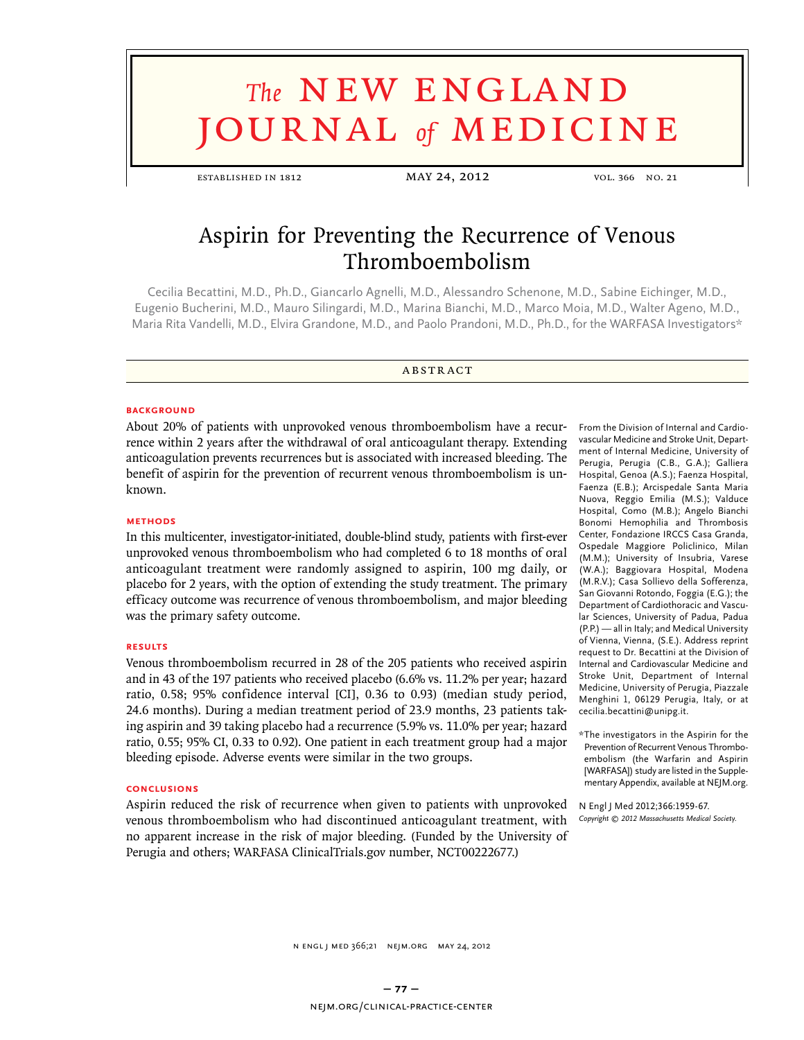# Aspirin for Preventing the Recurrence of Venous Thromboembolism

Cecilia Becattini, M.D., Ph.D., Giancarlo Agnelli, M.D., Alessandro Schenone, M.D., Sabine Eichinger, M.D., Eugenio Bucherini, M.D., Mauro Silingardi, M.D., Marina Bianchi, M.D., Marco Moia, M.D., Walter Ageno, M.D., Maria Rita Vandelli, M.D., Elvira Grandone, M.D., and Paolo Prandoni, M.D., Ph.D., for the WARFASA Investigators*

## ABSTRACT

### BACKGROUND

About 20% of patients with unprovoked venous thromboembolism have a recurrence within 2 years after the withdrawal of oral anticoagulant therapy. Extending anticoagulation prevents recurrences but is associated with increased bleeding. The benefit of aspirin for the prevention of recurrent venous thromboembolism is unknown.

### METHODS

In this multicenter, investigator-initiated, double-blind study, patients with first-ever unprovoked venous thromboembolism who had completed 6 to 18 months of oral anticoagulant treatment were randomly assigned to aspirin, 100 mg daily, or placebo for 2 years, with the option of extending the study treatment. The primary efficacy outcome was recurrence of venous thromboembolism, and major bleeding was the primary safety outcome.

### RESULTS

Venous thromboembolism recurred in 28 of the 205 patients who received aspirin and in 43 of the 197 patients who received placebo (6.6% vs. 11.2% per year; hazard ratio, 0.58; 95% confidence interval [CI], 0.36 to 0.93) (median study period, 24.6 months). During a median treatment period of 23.9 months, 23 patients taking aspirin and 39 taking placebo had a recurrence (5.9% vs. 11.0% per year; hazard ratio, 0.55; 95% CI, 0.33 to 0.92). One patient in each treatment group had a major bleeding episode. Adverse events were similar in the two groups.

### CONCLUSIONS

Aspirin reduced the risk of recurrence when given to patients with unprovoked venous thromboembolism who had discontinued anticoagulant treatment, with no apparent increase in the risk of major bleeding. (Funded by the University of Perugia and others; WARFASA ClinicalTrials.gov number, NCT00222677.)

From the Division of Internal and Cardiovascular Medicine and Stroke Unit, Department of Internal Medicine, University of Perugia, Perugia (C.B., G.A.); Galliera Hospital, Genoa (A.S.); Faenza Hospital, Faenza (E.B.); Arcispedale Santa Maria Nuova, Reggio Emilia (M.S.); Valduce Hospital, Como (M.B.); Angelo Bianchi Bonomi Hemophilia and Thrombosis Center, Fondazione IRCCS Casa Granda, Ospedale Maggiore Policlinico, Milan (M.M.); University of Insubria, Varese (W.A.); Baggiovara Hospital, Modena (M.R.V.); Casa Sollievo della Sofferenza, San Giovanni Rotondo, Foggia (E.G.); the Department of Cardiothoracic and Vascular Sciences, University of Padua, Padua (P.P.) — all in Italy; and Medical University of Vienna, Vienna, (S.E.). Address reprint request to Dr. Becattini at the Division of Internal and Cardiovascular Medicine and Stroke Unit, Department of Internal Medicine, University of Perugia, Piazzale Menghini 1, 06129 Perugia, Italy, or at cecilia.becattini@unipg.it.

*The investigators in the Aspirin for the Prevention of Recurrent Venous Thromboembolism (the Warfarin and Aspirin [WARFASA]) study are listed in the Supplementary Appendix, available at NEJM.org.

N Engl J Med 2012;366:1959-67.
*Copyright © 2012 Massachusetts Medical Society.*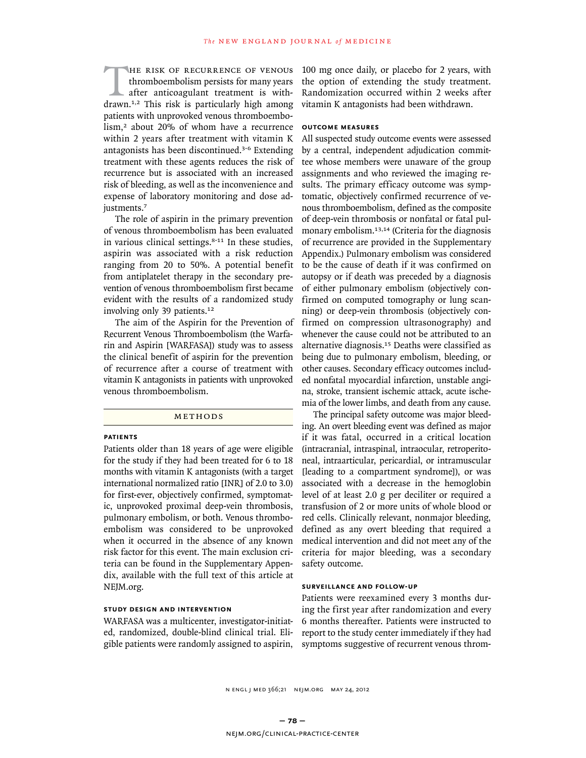The risk of recurrence of venous thromboembolism persists for many years after anticoagulant treatment is withdrawn.[1,2] This risk is particularly high among patients with unprovoked venous thromboembolism,[2] about 20% of whom have a recurrence within 2 years after treatment with vitamin K antagonists has been discontinued.[3-6] Extending treatment with these agents reduces the risk of recurrence but is associated with an increased risk of bleeding, as well as the inconvenience and expense of laboratory monitoring and dose adjustments.[7]

The role of aspirin in the primary prevention of venous thromboembolism has been evaluated in various clinical settings.[8-11] In these studies, aspirin was associated with a risk reduction ranging from 20 to 50%. A potential benefit from antiplatelet therapy in the secondary prevention of venous thromboembolism first became evident with the results of a randomized study involving only 39 patients.[12]

The aim of the Aspirin for the Prevention of Recurrent Venous Thromboembolism (the Warfarin and Aspirin [WARFASA]) study was to assess the clinical benefit of aspirin for the prevention of recurrence after a course of treatment with vitamin K antagonists in patients with unprovoked venous thromboembolism.

## Methods

### Patients

Patients older than 18 years of age were eligible for the study if they had been treated for 6 to 18 months with vitamin K antagonists (with a target international normalized ratio [INR] of 2.0 to 3.0) for first-ever, objectively confirmed, symptomatic, unprovoked proximal deep-vein thrombosis, pulmonary embolism, or both. Venous thromboembolism was considered to be unprovoked when it occurred in the absence of any known risk factor for this event. The main exclusion criteria can be found in the Supplementary Appendix, available with the full text of this article at NEJM.org.

### Study Design and Intervention

WARFASA was a multicenter, investigator-initiated, randomized, double-blind clinical trial. Eligible patients were randomly assigned to aspirin, 100 mg once daily, or placebo for 2 years, with the option of extending the study treatment. Randomization occurred within 2 weeks after vitamin K antagonists had been withdrawn.

### Outcome Measures

All suspected study outcome events were assessed by a central, independent adjudication committee whose members were unaware of the group assignments and who reviewed the imaging results. The primary efficacy outcome was symptomatic, objectively confirmed recurrence of venous thromboembolism, defined as the composite of deep-vein thrombosis or nonfatal or fatal pulmonary embolism.[13,14] (Criteria for the diagnosis of recurrence are provided in the Supplementary Appendix.) Pulmonary embolism was considered to be the cause of death if it was confirmed on autopsy or if death was preceded by a diagnosis of either pulmonary embolism (objectively confirmed on computed tomography or lung scanning) or deep-vein thrombosis (objectively confirmed on compression ultrasonography) and whenever the cause could not be attributed to an alternative diagnosis.[15] Deaths were classified as being due to pulmonary embolism, bleeding, or other causes. Secondary efficacy outcomes included nonfatal myocardial infarction, unstable angina, stroke, transient ischemic attack, acute ischemia of the lower limbs, and death from any cause.

The principal safety outcome was major bleeding. An overt bleeding event was defined as major if it was fatal, occurred in a critical location (intracranial, intraspinal, intraocular, retroperitoneal, intraarticular, pericardial, or intramuscular [leading to a compartment syndrome]), or was associated with a decrease in the hemoglobin level of at least 2.0 g per deciliter or required a transfusion of 2 or more units of whole blood or red cells. Clinically relevant, nonmajor bleeding, defined as any overt bleeding that required a medical intervention and did not meet any of the criteria for major bleeding, was a secondary safety outcome.

### Surveillance and Follow-up

Patients were reexamined every 3 months during the first year after randomization and every 6 months thereafter. Patients were instructed to report to the study center immediately if they had symptoms suggestive of recurrent venous throm-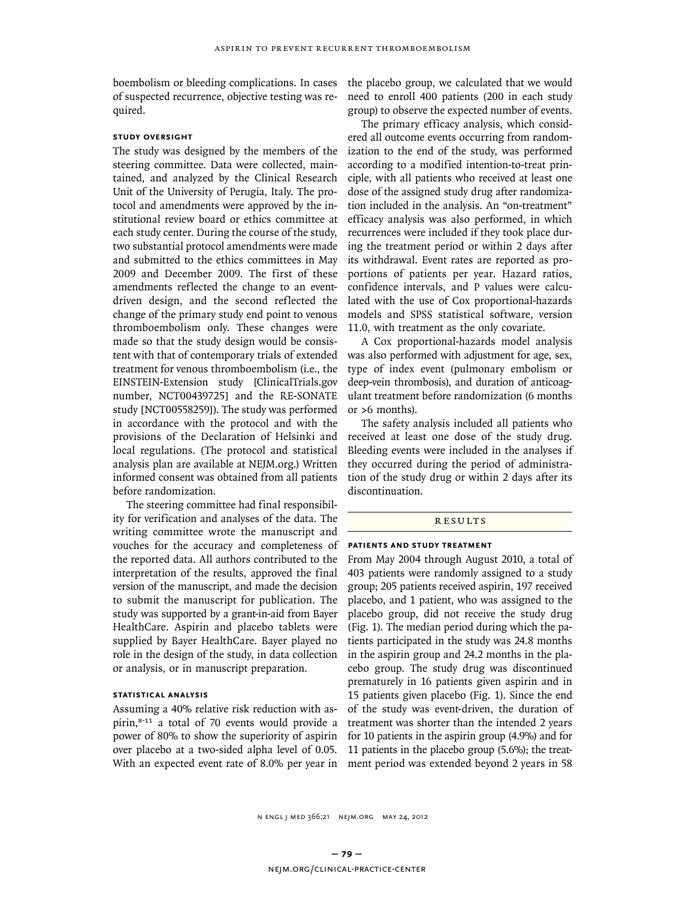boembolism or bleeding complications. In cases of suspected recurrence, objective testing was required.

### STUDY OVERSIGHT

The study was designed by the members of the steering committee. Data were collected, maintained, and analyzed by the Clinical Research Unit of the University of Perugia, Italy. The protocol and amendments were approved by the institutional review board or ethics committee at each study center. During the course of the study, two substantial protocol amendments were made and submitted to the ethics committees in May 2009 and December 2009. The first of these amendments reflected the change to an event-driven design, and the second reflected the change of the primary study end point to venous thromboembolism only. These changes were made so that the study design would be consistent with that of contemporary trials of extended treatment for venous thromboembolism (i.e., the EINSTEIN-Extension study [ClinicalTrials.gov number, NCT00439725] and the RE-SONATE study [NCT00558259]). The study was performed in accordance with the protocol and with the provisions of the Declaration of Helsinki and local regulations. (The protocol and statistical analysis plan are available at NEJM.org.) Written informed consent was obtained from all patients before randomization.

The steering committee had final responsibility for verification and analyses of the data. The writing committee wrote the manuscript and vouches for the accuracy and completeness of the reported data. All authors contributed to the interpretation of the results, approved the final version of the manuscript, and made the decision to submit the manuscript for publication. The study was supported by a grant-in-aid from Bayer HealthCare. Aspirin and placebo tablets were supplied by Bayer HealthCare. Bayer played no role in the design of the study, in data collection or analysis, or in manuscript preparation.

### STATISTICAL ANALYSIS

Assuming a 40% relative risk reduction with aspirin,[8-11] a total of 70 events would provide a power of 80% to show the superiority of aspirin over placebo at a two-sided alpha level of 0.05. With an expected event rate of 8.0% per year in the placebo group, we calculated that we would need to enroll 400 patients (200 in each study group) to observe the expected number of events.

The primary efficacy analysis, which considered all outcome events occurring from randomization to the end of the study, was performed according to a modified intention-to-treat principle, with all patients who received at least one dose of the assigned study drug after randomization included in the analysis. An "on-treatment" efficacy analysis was also performed, in which recurrences were included if they took place during the treatment period or within 2 days after its withdrawal. Event rates are reported as proportions of patients per year. Hazard ratios, confidence intervals, and P values were calculated with the use of Cox proportional-hazards models and SPSS statistical software, version 11.0, with treatment as the only covariate.

A Cox proportional-hazards model analysis was also performed with adjustment for age, sex, type of index event (pulmonary embolism or deep-vein thrombosis), and duration of anticoagulant treatment before randomization (6 months or >6 months).

The safety analysis included all patients who received at least one dose of the study drug. Bleeding events were included in the analyses if they occurred during the period of administration of the study drug or within 2 days after its discontinuation.

## RESULTS

### PATIENTS AND STUDY TREATMENT

From May 2004 through August 2010, a total of 403 patients were randomly assigned to a study group; 205 patients received aspirin, 197 received placebo, and 1 patient, who was assigned to the placebo group, did not receive the study drug (Fig. 1). The median period during which the patients participated in the study was 24.8 months in the aspirin group and 24.2 months in the placebo group. The study drug was discontinued prematurely in 16 patients given aspirin and in 15 patients given placebo (Fig. 1). Since the end of the study was event-driven, the duration of treatment was shorter than the intended 2 years for 10 patients in the aspirin group (4.9%) and for 11 patients in the placebo group (5.6%); the treatment period was extended beyond 2 years in 58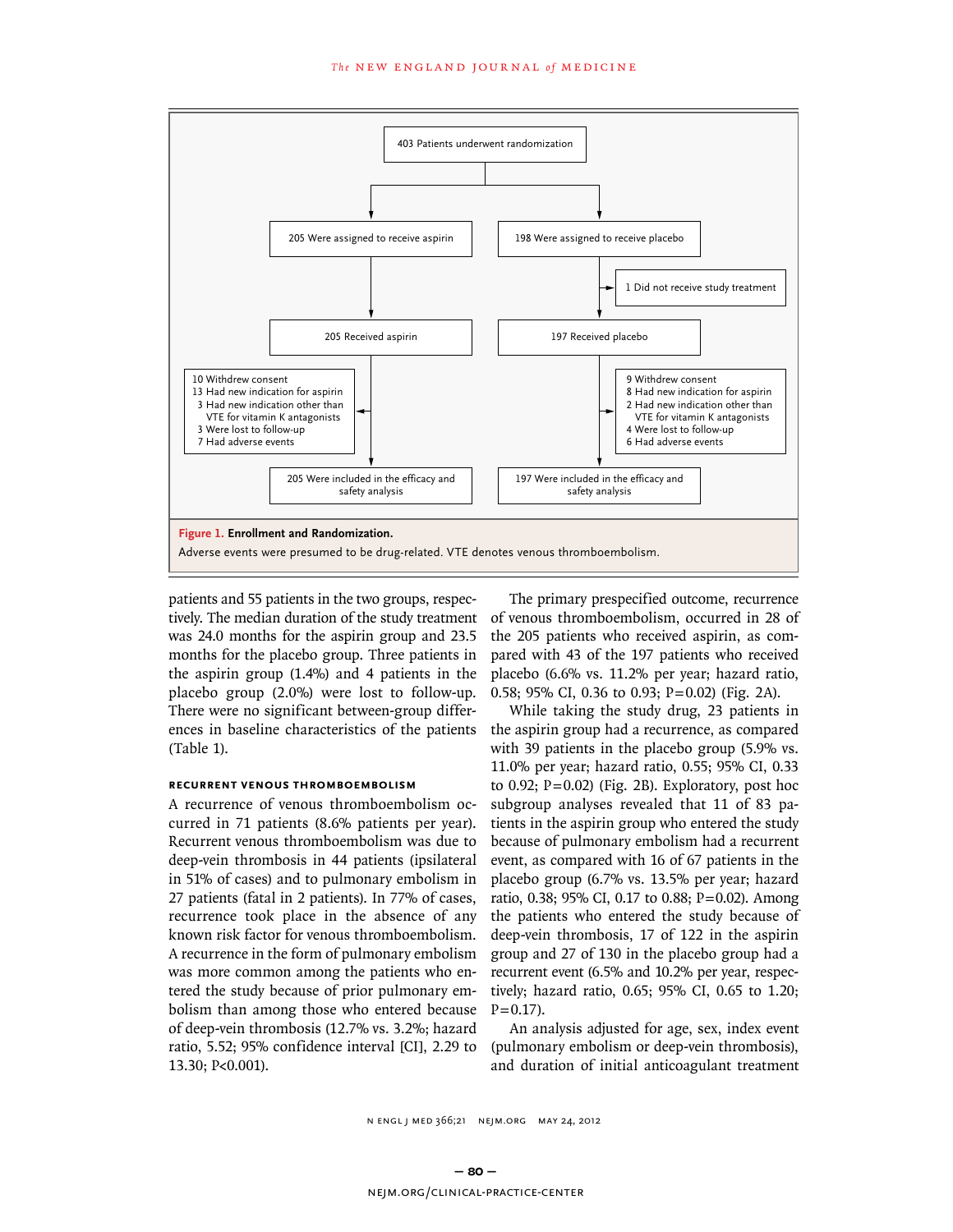403 Patients underwent randomization

205 Were assigned to receive aspirin

198 Were assigned to receive placebo

1 Did not receive study treatment

205 Received aspirin

197 Received placebo

10 Withdrew consent
13 Had new indication for aspirin
3 Had new indication other than VTE for vitamin K antagonists
3 Were lost to follow-up
7 Had adverse events

9 Withdrew consent
8 Had new indication for aspirin
2 Had new indication other than VTE for vitamin K antagonists
4 Were lost to follow-up
6 Had adverse events

205 Were included in the efficacy and safety analysis

197 Were included in the efficacy and safety analysis

**Figure 1. Enrollment and Randomization.**
Adverse events were presumed to be drug-related. VTE denotes venous thromboembolism.

patients and 55 patients in the two groups, respectively. The median duration of the study treatment was 24.0 months for the aspirin group and 23.5 months for the placebo group. Three patients in the aspirin group (1.4%) and 4 patients in the placebo group (2.0%) were lost to follow-up. There were no significant between-group differences in baseline characteristics of the patients (Table 1).

### Recurrent Venous Thromboembolism

A recurrence of venous thromboembolism occurred in 71 patients (8.6% patients per year). Recurrent venous thromboembolism was due to deep-vein thrombosis in 44 patients (ipsilateral in 51% of cases) and to pulmonary embolism in 27 patients (fatal in 2 patients). In 77% of cases, recurrence took place in the absence of any known risk factor for venous thromboembolism. A recurrence in the form of pulmonary embolism was more common among the patients who entered the study because of prior pulmonary embolism than among those who entered because of deep-vein thrombosis (12.7% vs. 3.2%; hazard ratio, 5.52; 95% confidence interval [CI], 2.29 to 13.30; P<0.001).

The primary prespecified outcome, recurrence of venous thromboembolism, occurred in 28 of the 205 patients who received aspirin, as compared with 43 of the 197 patients who received placebo (6.6% vs. 11.2% per year; hazard ratio, 0.58; 95% CI, 0.36 to 0.93; P=0.02) (Fig. 2A).

While taking the study drug, 23 patients in the aspirin group had a recurrence, as compared with 39 patients in the placebo group (5.9% vs. 11.0% per year; hazard ratio, 0.55; 95% CI, 0.33 to 0.92; P=0.02) (Fig. 2B). Exploratory, post hoc subgroup analyses revealed that 11 of 83 patients in the aspirin group who entered the study because of pulmonary embolism had a recurrent event, as compared with 16 of 67 patients in the placebo group (6.7% vs. 13.5% per year; hazard ratio, 0.38; 95% CI, 0.17 to 0.88; P=0.02). Among the patients who entered the study because of deep-vein thrombosis, 17 of 122 in the aspirin group and 27 of 130 in the placebo group had a recurrent event (6.5% and 10.2% per year, respectively; hazard ratio, 0.65; 95% CI, 0.65 to 1.20; P=0.17).

An analysis adjusted for age, sex, index event (pulmonary embolism or deep-vein thrombosis), and duration of initial anticoagulant treatment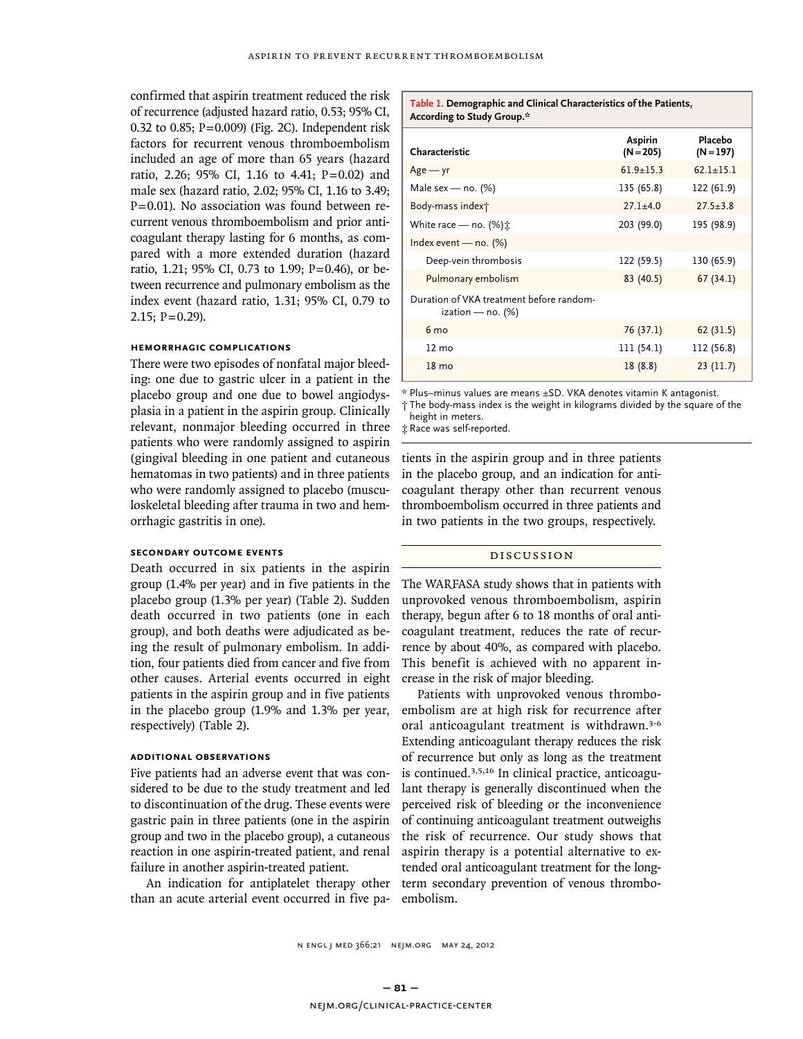confirmed that aspirin treatment reduced the risk of recurrence (adjusted hazard ratio, 0.53; 95% CI, 0.32 to 0.85; P=0.009) (Fig. 2C). Independent risk factors for recurrent venous thromboembolism included an age of more than 65 years (hazard ratio, 2.26; 95% CI, 1.16 to 4.41; P=0.02) and male sex (hazard ratio, 2.02; 95% CI, 1.16 to 3.49; P=0.01). No association was found between recurrent venous thromboembolism and prior anticoagulant therapy lasting for 6 months, as compared with a more extended duration (hazard ratio, 1.21; 95% CI, 0.73 to 1.99; P=0.46), or between recurrence and pulmonary embolism as the index event (hazard ratio, 1.31; 95% CI, 0.79 to 2.15; P=0.29).

### HEMORRHAGIC COMPLICATIONS

There were two episodes of nonfatal major bleeding: one due to gastric ulcer in a patient in the placebo group and one due to bowel angiodysplasia in a patient in the aspirin group. Clinically relevant, nonmajor bleeding occurred in three patients who were randomly assigned to aspirin (gingival bleeding in one patient and cutaneous hematomas in two patients) and in three patients who were randomly assigned to placebo (musculoskeletal bleeding after trauma in two and hemorrhagic gastritis in one).

### SECONDARY OUTCOME EVENTS

Death occurred in six patients in the aspirin group (1.4% per year) and in five patients in the placebo group (1.3% per year) (Table 2). Sudden death occurred in two patients (one in each group), and both deaths were adjudicated as being the result of pulmonary embolism. In addition, four patients died from cancer and five from other causes. Arterial events occurred in eight patients in the aspirin group and in five patients in the placebo group (1.9% and 1.3% per year, respectively) (Table 2).

### ADDITIONAL OBSERVATIONS

Five patients had an adverse event that was considered to be due to the study treatment and led to discontinuation of the drug. These events were gastric pain in three patients (one in the aspirin group and two in the placebo group), a cutaneous reaction in one aspirin-treated patient, and renal failure in another aspirin-treated patient.

An indication for antiplatelet therapy other than an acute arterial event occurred in five patients in the aspirin group and in three patients in the placebo group, and an indication for anticoagulant therapy other than recurrent venous thromboembolism occurred in three patients and in two patients in the two groups, respectively.

**Table 1. Demographic and Clinical Characteristics of the Patients, According to Study Group.***

| Characteristic | Aspirin (N=205) | Placebo (N=197) |
|---|---|---|
| Age — yr | 61.9±15.3 | 62.1±15.1 |
| Male sex — no. (%) | 135 (65.8) | 122 (61.9) |
| Body-mass index† | 27.1±4.0 | 27.5±3.8 |
| White race — no. (%)‡ | 203 (99.0) | 195 (98.9) |
| Index event — no. (%) | | |
| Deep-vein thrombosis | 122 (59.5) | 130 (65.9) |
| Pulmonary embolism | 83 (40.5) | 67 (34.1) |
| Duration of VKA treatment before randomization — no. (%) | | |
| 6 mo | 76 (37.1) | 62 (31.5) |
| 12 mo | 111 (54.1) | 112 (56.8) |
| 18 mo | 18 (8.8) | 23 (11.7) |

\* Plus–minus values are means ±SD. VKA denotes vitamin K antagonist.
† The body-mass index is the weight in kilograms divided by the square of the height in meters.
‡ Race was self-reported.

## DISCUSSION

The WARFASA study shows that in patients with unprovoked venous thromboembolism, aspirin therapy, begun after 6 to 18 months of oral anticoagulant treatment, reduces the rate of recurrence by about 40%, as compared with placebo. This benefit is achieved with no apparent increase in the risk of major bleeding.

Patients with unprovoked venous thromboembolism are at high risk for recurrence after oral anticoagulant treatment is withdrawn.[3-6] Extending anticoagulant therapy reduces the risk of recurrence but only as long as the treatment is continued.[3,5,16] In clinical practice, anticoagulant therapy is generally discontinued when the perceived risk of bleeding or the inconvenience of continuing anticoagulant treatment outweighs the risk of recurrence. Our study shows that aspirin therapy is a potential alternative to extended oral anticoagulant treatment for the long-term secondary prevention of venous thromboembolism.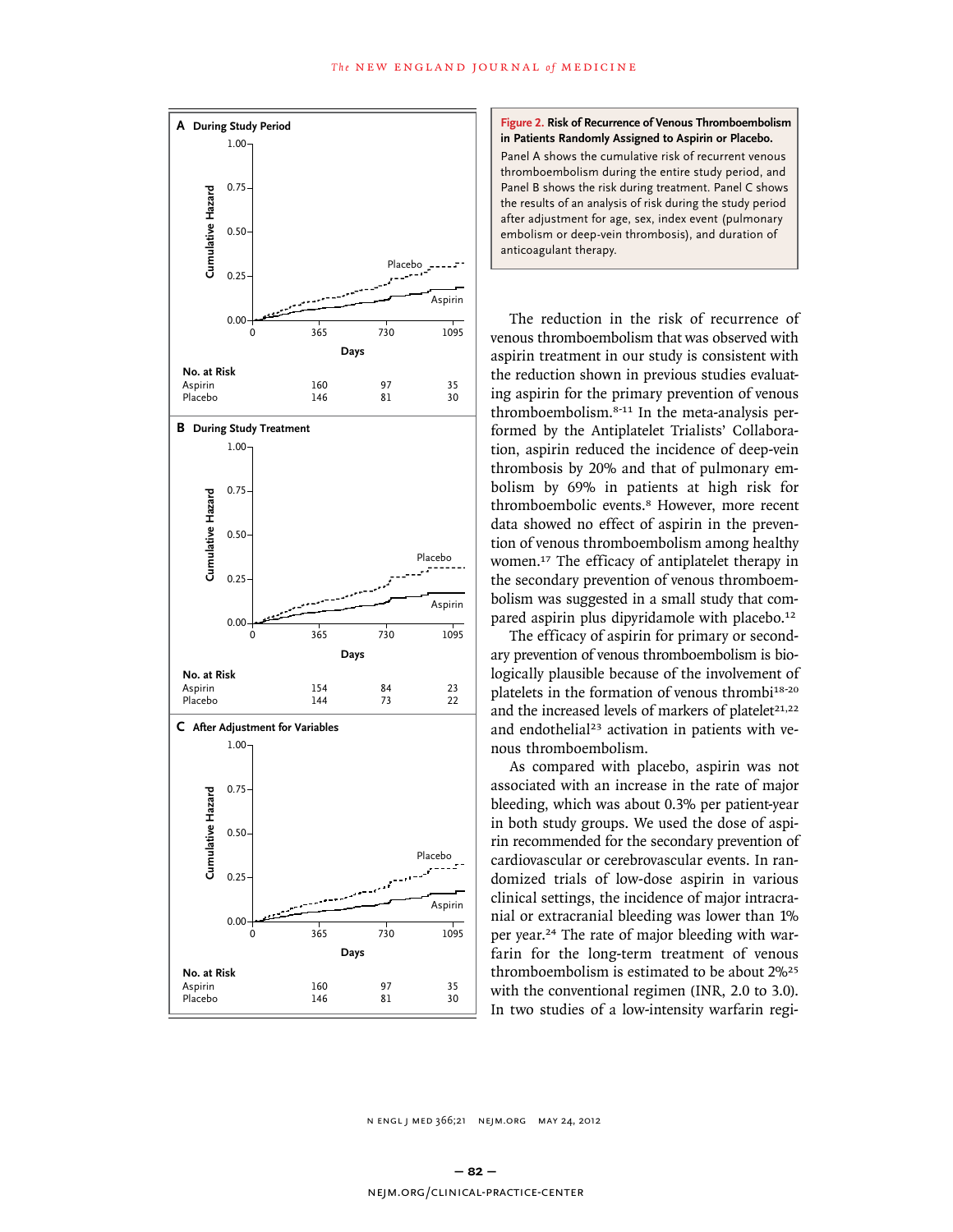**A During Study Period**

No. at Risk

| | 0 | 365 | 730 | 1095 |
|---|---|---|---|---|
| Aspirin | | 160 | 97 | 35 |
| Placebo | | 146 | 81 | 30 |

**B During Study Treatment**

No. at Risk

| | 0 | 365 | 730 | 1095 |
|---|---|---|---|---|
| Aspirin | | 154 | 84 | 23 |
| Placebo | | 144 | 73 | 22 |

**C After Adjustment for Variables**

No. at Risk

| | 0 | 365 | 730 | 1095 |
|---|---|---|---|---|
| Aspirin | | 160 | 97 | 35 |
| Placebo | | 146 | 81 | 30 |

**Figure 2. Risk of Recurrence of Venous Thromboembolism in Patients Randomly Assigned to Aspirin or Placebo.**

Panel A shows the cumulative risk of recurrent venous thromboembolism during the entire study period, and Panel B shows the risk during treatment. Panel C shows the results of an analysis of risk during the study period after adjustment for age, sex, index event (pulmonary embolism or deep-vein thrombosis), and duration of anticoagulant therapy.

The reduction in the risk of recurrence of venous thromboembolism that was observed with aspirin treatment in our study is consistent with the reduction shown in previous studies evaluating aspirin for the primary prevention of venous thromboembolism.[8-11] In the meta-analysis performed by the Antiplatelet Trialists' Collaboration, aspirin reduced the incidence of deep-vein thrombosis by 20% and that of pulmonary embolism by 69% in patients at high risk for thromboembolic events.[8] However, more recent data showed no effect of aspirin in the prevention of venous thromboembolism among healthy women.[17] The efficacy of antiplatelet therapy in the secondary prevention of venous thromboembolism was suggested in a small study that compared aspirin plus dipyridamole with placebo.[12]

The efficacy of aspirin for primary or secondary prevention of venous thromboembolism is biologically plausible because of the involvement of platelets in the formation of venous thrombi[18-20] and the increased levels of markers of platelet[21,22] and endothelial[23] activation in patients with venous thromboembolism.

As compared with placebo, aspirin was not associated with an increase in the rate of major bleeding, which was about 0.3% per patient-year in both study groups. We used the dose of aspirin recommended for the secondary prevention of cardiovascular or cerebrovascular events. In randomized trials of low-dose aspirin in various clinical settings, the incidence of major intracranial or extracranial bleeding was lower than 1% per year.[24] The rate of major bleeding with warfarin for the long-term treatment of venous thromboembolism is estimated to be about 2%[25] with the conventional regimen (INR, 2.0 to 3.0). In two studies of a low-intensity warfarin regi-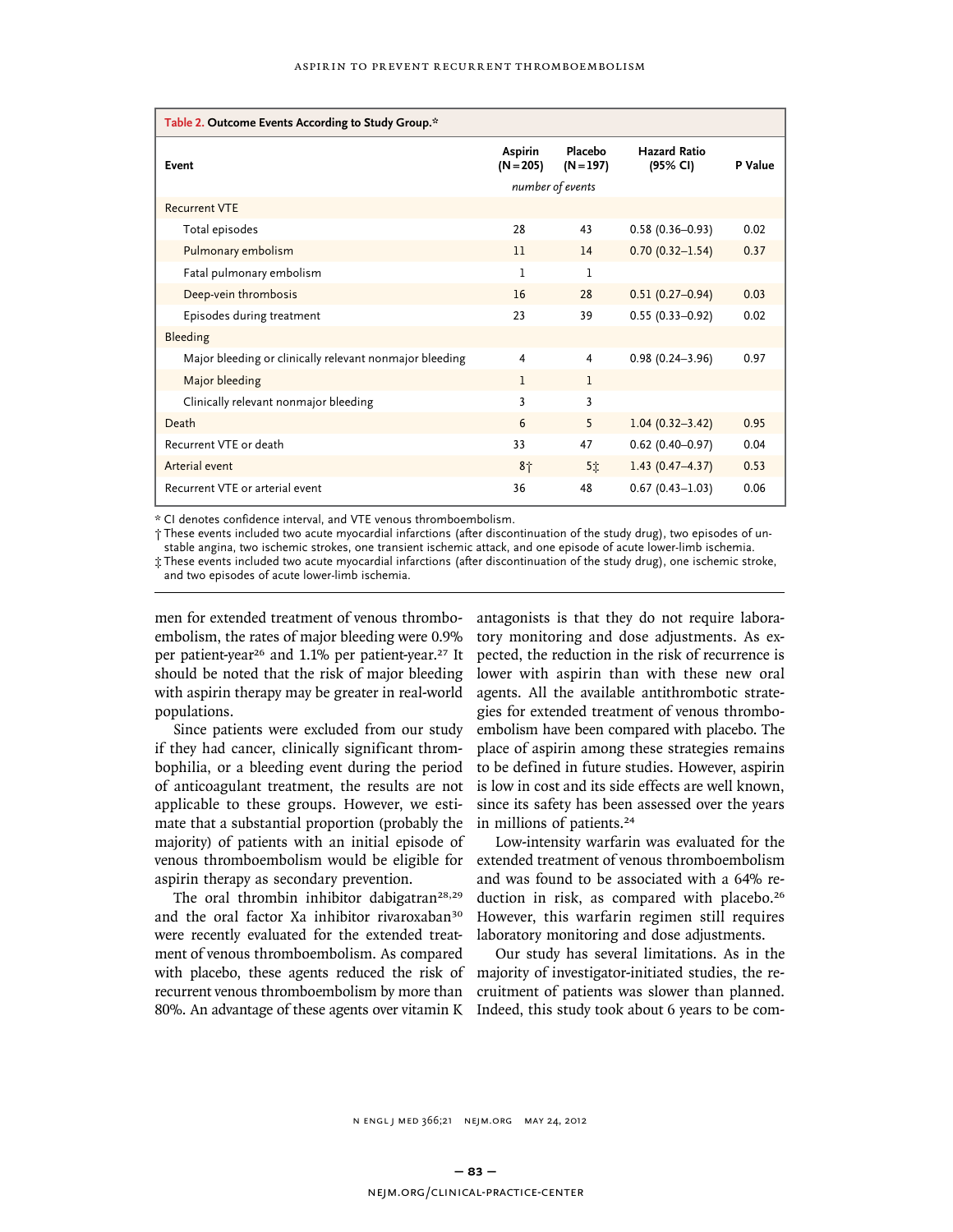**Table 2. Outcome Events According to Study Group.***

| Event | Aspirin (N=205) | Placebo (N=197) | Hazard Ratio (95% CI) | P Value |
|---|---|---|---|---|
| | *number of events* | | | |
| Recurrent VTE | | | | |
| Total episodes | 28 | 43 | 0.58 (0.36–0.93) | 0.02 |
| Pulmonary embolism | 11 | 14 | 0.70 (0.32–1.54) | 0.37 |
| Fatal pulmonary embolism | 1 | 1 | | |
| Deep-vein thrombosis | 16 | 28 | 0.51 (0.27–0.94) | 0.03 |
| Episodes during treatment | 23 | 39 | 0.55 (0.33–0.92) | 0.02 |
| Bleeding | | | | |
| Major bleeding or clinically relevant nonmajor bleeding | 4 | 4 | 0.98 (0.24–3.96) | 0.97 |
| Major bleeding | 1 | 1 | | |
| Clinically relevant nonmajor bleeding | 3 | 3 | | |
| Death | 6 | 5 | 1.04 (0.32–3.42) | 0.95 |
| Recurrent VTE or death | 33 | 47 | 0.62 (0.40–0.97) | 0.04 |
| Arterial event | 8† | 5‡ | 1.43 (0.47–4.37) | 0.53 |
| Recurrent VTE or arterial event | 36 | 48 | 0.67 (0.43–1.03) | 0.06 |

\* CI denotes confidence interval, and VTE venous thromboembolism.

† These events included two acute myocardial infarctions (after discontinuation of the study drug), two episodes of unstable angina, two ischemic strokes, one transient ischemic attack, and one episode of acute lower-limb ischemia.

‡ These events included two acute myocardial infarctions (after discontinuation of the study drug), one ischemic stroke, and two episodes of acute lower-limb ischemia.

men for extended treatment of venous thromboembolism, the rates of major bleeding were 0.9% per patient-year[26] and 1.1% per patient-year.[27] It should be noted that the risk of major bleeding with aspirin therapy may be greater in real-world populations.

Since patients were excluded from our study if they had cancer, clinically significant thrombophilia, or a bleeding event during the period of anticoagulant treatment, the results are not applicable to these groups. However, we estimate that a substantial proportion (probably the majority) of patients with an initial episode of venous thromboembolism would be eligible for aspirin therapy as secondary prevention.

The oral thrombin inhibitor dabigatran[28,29] and the oral factor Xa inhibitor rivaroxaban[30] were recently evaluated for the extended treatment of venous thromboembolism. As compared with placebo, these agents reduced the risk of recurrent venous thromboembolism by more than 80%. An advantage of these agents over vitamin K antagonists is that they do not require laboratory monitoring and dose adjustments. As expected, the reduction in the risk of recurrence is lower with aspirin than with these new oral agents. All the available antithrombotic strategies for extended treatment of venous thromboembolism have been compared with placebo. The place of aspirin among these strategies remains to be defined in future studies. However, aspirin is low in cost and its side effects are well known, since its safety has been assessed over the years in millions of patients.[24]

Low-intensity warfarin was evaluated for the extended treatment of venous thromboembolism and was found to be associated with a 64% reduction in risk, as compared with placebo.[26] However, this warfarin regimen still requires laboratory monitoring and dose adjustments.

Our study has several limitations. As in the majority of investigator-initiated studies, the recruitment of patients was slower than planned. Indeed, this study took about 6 years to be com-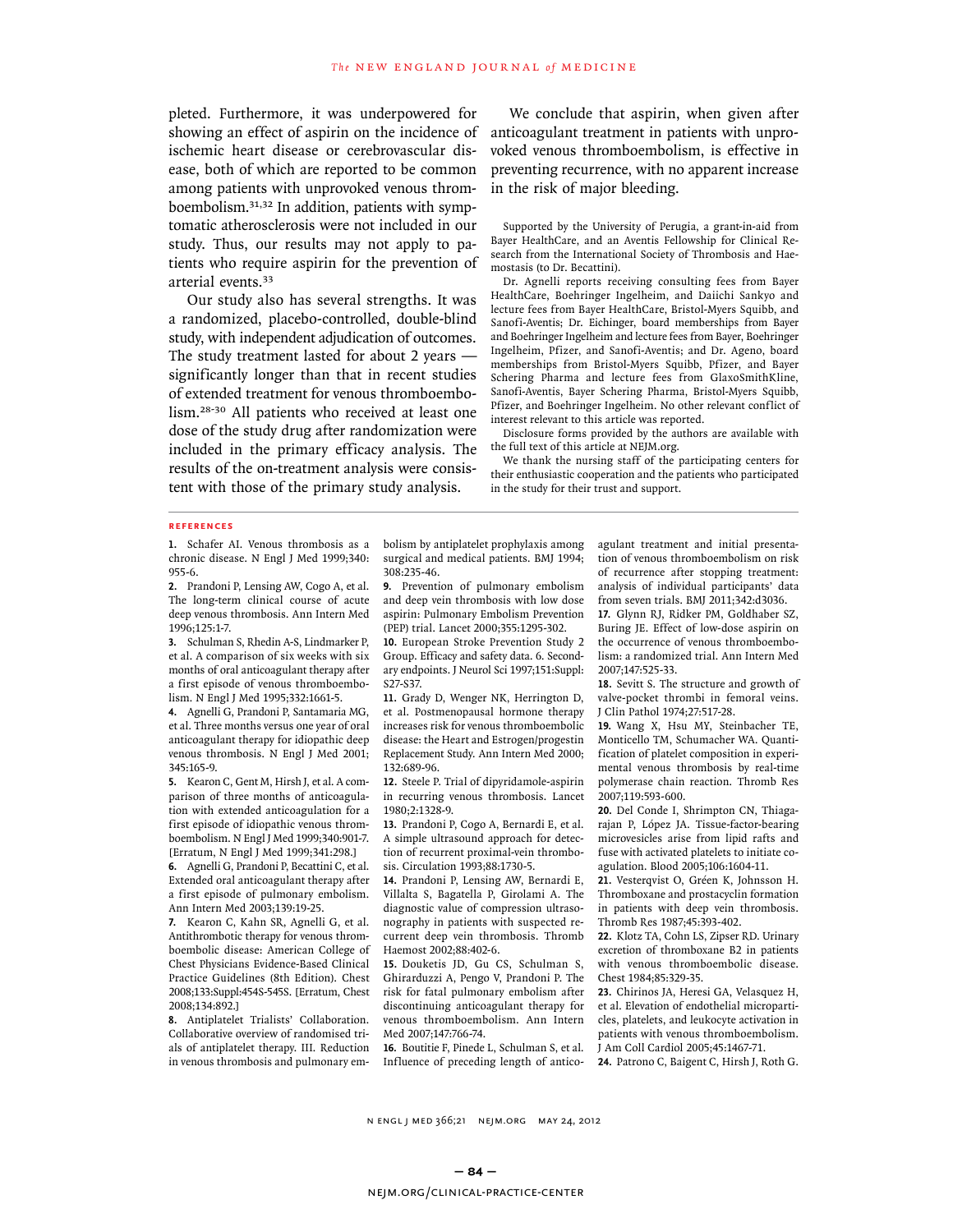pleted. Furthermore, it was underpowered for showing an effect of aspirin on the incidence of ischemic heart disease or cerebrovascular disease, both of which are reported to be common among patients with unprovoked venous thromboembolism.[31,32] In addition, patients with symptomatic atherosclerosis were not included in our study. Thus, our results may not apply to patients who require aspirin for the prevention of arterial events.[33]

Our study also has several strengths. It was a randomized, placebo-controlled, double-blind study, with independent adjudication of outcomes. The study treatment lasted for about 2 years — significantly longer than that in recent studies of extended treatment for venous thromboembolism.[28-30] All patients who received at least one dose of the study drug after randomization were included in the primary efficacy analysis. The results of the on-treatment analysis were consistent with those of the primary study analysis.

We conclude that aspirin, when given after anticoagulant treatment in patients with unprovoked venous thromboembolism, is effective in preventing recurrence, with no apparent increase in the risk of major bleeding.

Supported by the University of Perugia, a grant-in-aid from Bayer HealthCare, and an Aventis Fellowship for Clinical Research from the International Society of Thrombosis and Haemostasis (to Dr. Becattini).

Dr. Agnelli reports receiving consulting fees from Bayer HealthCare, Boehringer Ingelheim, and Daiichi Sankyo and lecture fees from Bayer HealthCare, Bristol-Myers Squibb, and Sanofi-Aventis; Dr. Eichinger, board memberships from Bayer and Boehringer Ingelheim and lecture fees from Bayer, Boehringer Ingelheim, Pfizer, and Sanofi-Aventis; and Dr. Ageno, board memberships from Bristol-Myers Squibb, Pfizer, and Bayer Schering Pharma and lecture fees from GlaxoSmithKline, Sanofi-Aventis, Bayer Schering Pharma, Bristol-Myers Squibb, Pfizer, and Boehringer Ingelheim. No other relevant conflict of interest relevant to this article was reported.

Disclosure forms provided by the authors are available with the full text of this article at NEJM.org.

We thank the nursing staff of the participating centers for their enthusiastic cooperation and the patients who participated in the study for their trust and support.

## References

1. Schafer AI. Venous thrombosis as a chronic disease. N Engl J Med 1999;340:955-6.
2. Prandoni P, Lensing AW, Cogo A, et al. The long-term clinical course of acute deep venous thrombosis. Ann Intern Med 1996;125:1-7.
3. Schulman S, Rhedin A-S, Lindmarker P, et al. A comparison of six weeks with six months of oral anticoagulant therapy after a first episode of venous thromboembolism. N Engl J Med 1995;332:1661-5.
4. Agnelli G, Prandoni P, Santamaria MG, et al. Three months versus one year of oral anticoagulant therapy for idiopathic deep venous thrombosis. N Engl J Med 2001;345:165-9.
5. Kearon C, Gent M, Hirsh J, et al. A comparison of three months of anticoagulation with extended anticoagulation for a first episode of idiopathic venous thromboembolism. N Engl J Med 1999;340:901-7. [Erratum, N Engl J Med 1999;341:298.]
6. Agnelli G, Prandoni P, Becattini C, et al. Extended oral anticoagulant therapy after a first episode of pulmonary embolism. Ann Intern Med 2003;139:19-25.
7. Kearon C, Kahn SR, Agnelli G, et al. Antithrombotic therapy for venous thromboembolic disease: American College of Chest Physicians Evidence-Based Clinical Practice Guidelines (8th Edition). Chest 2008;133:Suppl:454S-545S. [Erratum, Chest 2008;134:892.]
8. Antiplatelet Trialists' Collaboration. Collaborative overview of randomised trials of antiplatelet therapy. III. Reduction in venous thrombosis and pulmonary embolism by antiplatelet prophylaxis among surgical and medical patients. BMJ 1994;308:235-46.
9. Prevention of pulmonary embolism and deep vein thrombosis with low dose aspirin: Pulmonary Embolism Prevention (PEP) trial. Lancet 2000;355:1295-302.
10. European Stroke Prevention Study 2 Group. Efficacy and safety data. 6. Secondary endpoints. J Neurol Sci 1997;151:Suppl:S27-S37.
11. Grady D, Wenger NK, Herrington D, et al. Postmenopausal hormone therapy increases risk for venous thromboembolic disease: the Heart and Estrogen/progestin Replacement Study. Ann Intern Med 2000;132:689-96.
12. Steele P. Trial of dipyridamole-aspirin in recurring venous thrombosis. Lancet 1980;2:1328-9.
13. Prandoni P, Cogo A, Bernardi E, et al. A simple ultrasound approach for detection of recurrent proximal-vein thrombosis. Circulation 1993;88:1730-5.
14. Prandoni P, Lensing AW, Bernardi E, Villalta S, Bagatella P, Girolami A. The diagnostic value of compression ultrasonography in patients with suspected recurrent deep vein thrombosis. Thromb Haemost 2002;88:402-6.
15. Douketis JD, Gu CS, Schulman S, Ghirarduzzi A, Pengo V, Prandoni P. The risk for fatal pulmonary embolism after discontinuing anticoagulant therapy for venous thromboembolism. Ann Intern Med 2007;147:766-74.
16. Boutitie F, Pinede L, Schulman S, et al. Influence of preceding length of anticoagulant treatment and initial presentation of venous thromboembolism on risk of recurrence after stopping treatment: analysis of individual participants' data from seven trials. BMJ 2011;342:d3036.
17. Glynn RJ, Ridker PM, Goldhaber SZ, Buring JE. Effect of low-dose aspirin on the occurrence of venous thromboembolism: a randomized trial. Ann Intern Med 2007;147:525-33.
18. Sevitt S. The structure and growth of valve-pocket thrombi in femoral veins. J Clin Pathol 1974;27:517-28.
19. Wang X, Hsu MY, Steinbacher TE, Monticello TM, Schumacher WA. Quantification of platelet composition in experimental venous thrombosis by real-time polymerase chain reaction. Thromb Res 2007;119:593-600.
20. Del Conde I, Shrimpton CN, Thiagarajan P, López JA. Tissue-factor-bearing microvesicles arise from lipid rafts and fuse with activated platelets to initiate coagulation. Blood 2005;106:1604-11.
21. Vesterqvist O, Gréen K, Johnsson H. Thromboxane and prostacyclin formation in patients with deep vein thrombosis. Thromb Res 1987;45:393-402.
22. Klotz TA, Cohn LS, Zipser RD. Urinary excretion of thromboxane B2 in patients with venous thromboembolic disease. Chest 1984;85:329-35.
23. Chirinos JA, Heresi GA, Velasquez H, et al. Elevation of endothelial microparticles, platelets, and leukocyte activation in patients with venous thromboembolism. J Am Coll Cardiol 2005;45:1467-71.
24. Patrono C, Baigent C, Hirsh J, Roth G.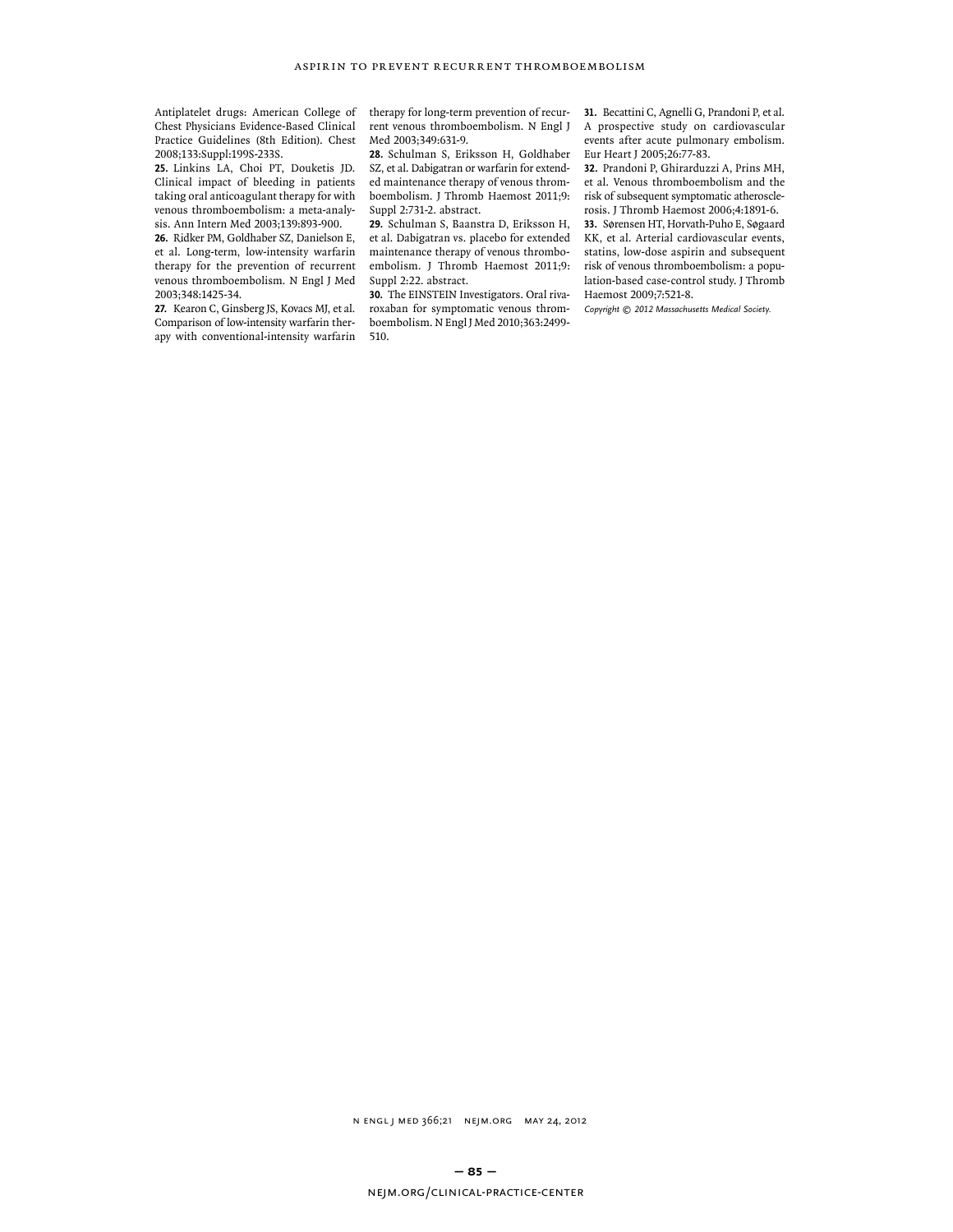Antiplatelet drugs: American College of Chest Physicians Evidence-Based Clinical Practice Guidelines (8th Edition). Chest 2008;133:Suppl:199S-233S.

**25.** Linkins LA, Choi PT, Douketis JD. Clinical impact of bleeding in patients taking oral anticoagulant therapy for with venous thromboembolism: a meta-analysis. Ann Intern Med 2003;139:893-900.

**26.** Ridker PM, Goldhaber SZ, Danielson E, et al. Long-term, low-intensity warfarin therapy for the prevention of recurrent venous thromboembolism. N Engl J Med 2003;348:1425-34.

**27.** Kearon C, Ginsberg JS, Kovacs MJ, et al. Comparison of low-intensity warfarin therapy with conventional-intensity warfarin therapy for long-term prevention of recurrent venous thromboembolism. N Engl J Med 2003;349:631-9.

**28.** Schulman S, Eriksson H, Goldhaber SZ, et al. Dabigatran or warfarin for extended maintenance therapy of venous thromboembolism. J Thromb Haemost 2011;9: Suppl 2:731-2. abstract.

**29.** Schulman S, Baanstra D, Eriksson H, et al. Dabigatran vs. placebo for extended maintenance therapy of venous thromboembolism. J Thromb Haemost 2011;9: Suppl 2:22. abstract.

**30.** The EINSTEIN Investigators. Oral rivaroxaban for symptomatic venous thromboembolism. N Engl J Med 2010;363:2499-510.

**31.** Becattini C, Agnelli G, Prandoni P, et al. A prospective study on cardiovascular events after acute pulmonary embolism. Eur Heart J 2005;26:77-83.

**32.** Prandoni P, Ghirarduzzi A, Prins MH, et al. Venous thromboembolism and the risk of subsequent symptomatic atherosclerosis. J Thromb Haemost 2006;4:1891-6.

**33.** Sørensen HT, Horvath-Puho E, Søgaard KK, et al. Arterial cardiovascular events, statins, low-dose aspirin and subsequent risk of venous thromboembolism: a population-based case-control study. J Thromb Haemost 2009;7:521-8.

*Copyright © 2012 Massachusetts Medical Society.*